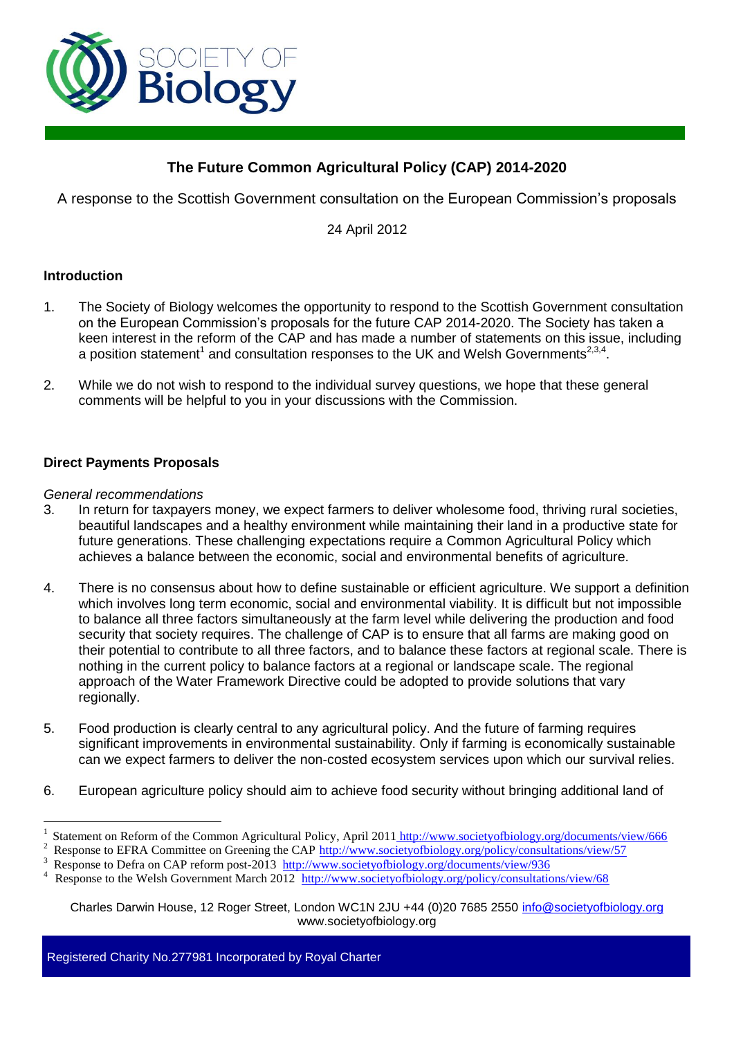# The Future Common Agricultural Policy (CAP) 2014-2020

A response to the Scottish Government consultation on the European Commission's proposals

24 April 2012

## Introduction

1. The Society of Biology welcomes the opportunity to respond to the Scottish Government consultation on the European Commission's proposals for the future CAP 2014-2020. The Society has taken a keen interest in the reform of the CAP and has made a number of statements on this issue, including a position statement[1] and consultation responses to the UK and Welsh Governments[2,3,4].

2. While we do not wish to respond to the individual survey questions, we hope that these general comments will be helpful to you in your discussions with the Commission.

## Direct Payments Proposals

*General recommendations*

3. In return for taxpayers money, we expect farmers to deliver wholesome food, thriving rural societies, beautiful landscapes and a healthy environment while maintaining their land in a productive state for future generations. These challenging expectations require a Common Agricultural Policy which achieves a balance between the economic, social and environmental benefits of agriculture.

4. There is no consensus about how to define sustainable or efficient agriculture. We support a definition which involves long term economic, social and environmental viability. It is difficult but not impossible to balance all three factors simultaneously at the farm level while delivering the production and food security that society requires. The challenge of CAP is to ensure that all farms are making good on their potential to contribute to all three factors, and to balance these factors at regional scale. There is nothing in the current policy to balance factors at a regional or landscape scale. The regional approach of the Water Framework Directive could be adopted to provide solutions that vary regionally.

5. Food production is clearly central to any agricultural policy. And the future of farming requires significant improvements in environmental sustainability. Only if farming is economically sustainable can we expect farmers to deliver the non-costed ecosystem services upon which our survival relies.

6. European agriculture policy should aim to achieve food security without bringing additional land of

---

[1] Statement on Reform of the Common Agricultural Policy, April 2011 http://www.societyofbiology.org/documents/view/666

[2] Response to EFRA Committee on Greening the CAP http://www.societyofbiology.org/policy/consultations/view/57

[3] Response to Defra on CAP reform post-2013 http://www.societyofbiology.org/documents/view/936

[4] Response to the Welsh Government March 2012 http://www.societyofbiology.org/policy/consultations/view/68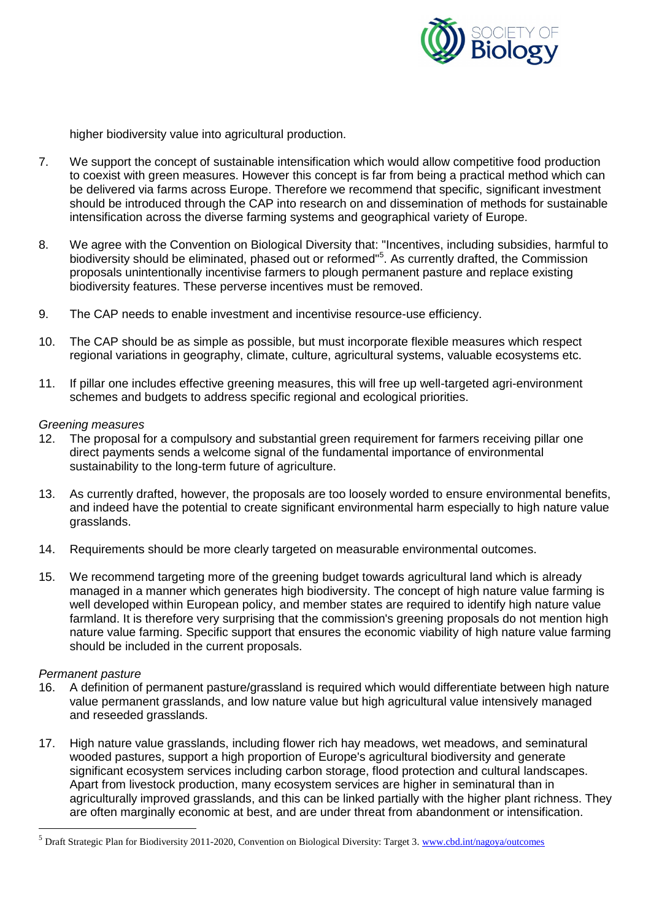higher biodiversity value into agricultural production.

7. We support the concept of sustainable intensification which would allow competitive food production to coexist with green measures. However this concept is far from being a practical method which can be delivered via farms across Europe. Therefore we recommend that specific, significant investment should be introduced through the CAP into research on and dissemination of methods for sustainable intensification across the diverse farming systems and geographical variety of Europe.

8. We agree with the Convention on Biological Diversity that: "Incentives, including subsidies, harmful to biodiversity should be eliminated, phased out or reformed"[5]. As currently drafted, the Commission proposals unintentionally incentivise farmers to plough permanent pasture and replace existing biodiversity features. These perverse incentives must be removed.

9. The CAP needs to enable investment and incentivise resource-use efficiency.

10. The CAP should be as simple as possible, but must incorporate flexible measures which respect regional variations in geography, climate, culture, agricultural systems, valuable ecosystems etc.

11. If pillar one includes effective greening measures, this will free up well-targeted agri-environment schemes and budgets to address specific regional and ecological priorities.

*Greening measures*

12. The proposal for a compulsory and substantial green requirement for farmers receiving pillar one direct payments sends a welcome signal of the fundamental importance of environmental sustainability to the long-term future of agriculture.

13. As currently drafted, however, the proposals are too loosely worded to ensure environmental benefits, and indeed have the potential to create significant environmental harm especially to high nature value grasslands.

14. Requirements should be more clearly targeted on measurable environmental outcomes.

15. We recommend targeting more of the greening budget towards agricultural land which is already managed in a manner which generates high biodiversity. The concept of high nature value farming is well developed within European policy, and member states are required to identify high nature value farmland. It is therefore very surprising that the commission's greening proposals do not mention high nature value farming. Specific support that ensures the economic viability of high nature value farming should be included in the current proposals.

*Permanent pasture*

16. A definition of permanent pasture/grassland is required which would differentiate between high nature value permanent grasslands, and low nature value but high agricultural value intensively managed and reseeded grasslands.

17. High nature value grasslands, including flower rich hay meadows, wet meadows, and seminatural wooded pastures, support a high proportion of Europe's agricultural biodiversity and generate significant ecosystem services including carbon storage, flood protection and cultural landscapes. Apart from livestock production, many ecosystem services are higher in seminatural than in agriculturally improved grasslands, and this can be linked partially with the higher plant richness. They are often marginally economic at best, and are under threat from abandonment or intensification.

[5] Draft Strategic Plan for Biodiversity 2011-2020, Convention on Biological Diversity: Target 3. www.cbd.int/nagoya/outcomes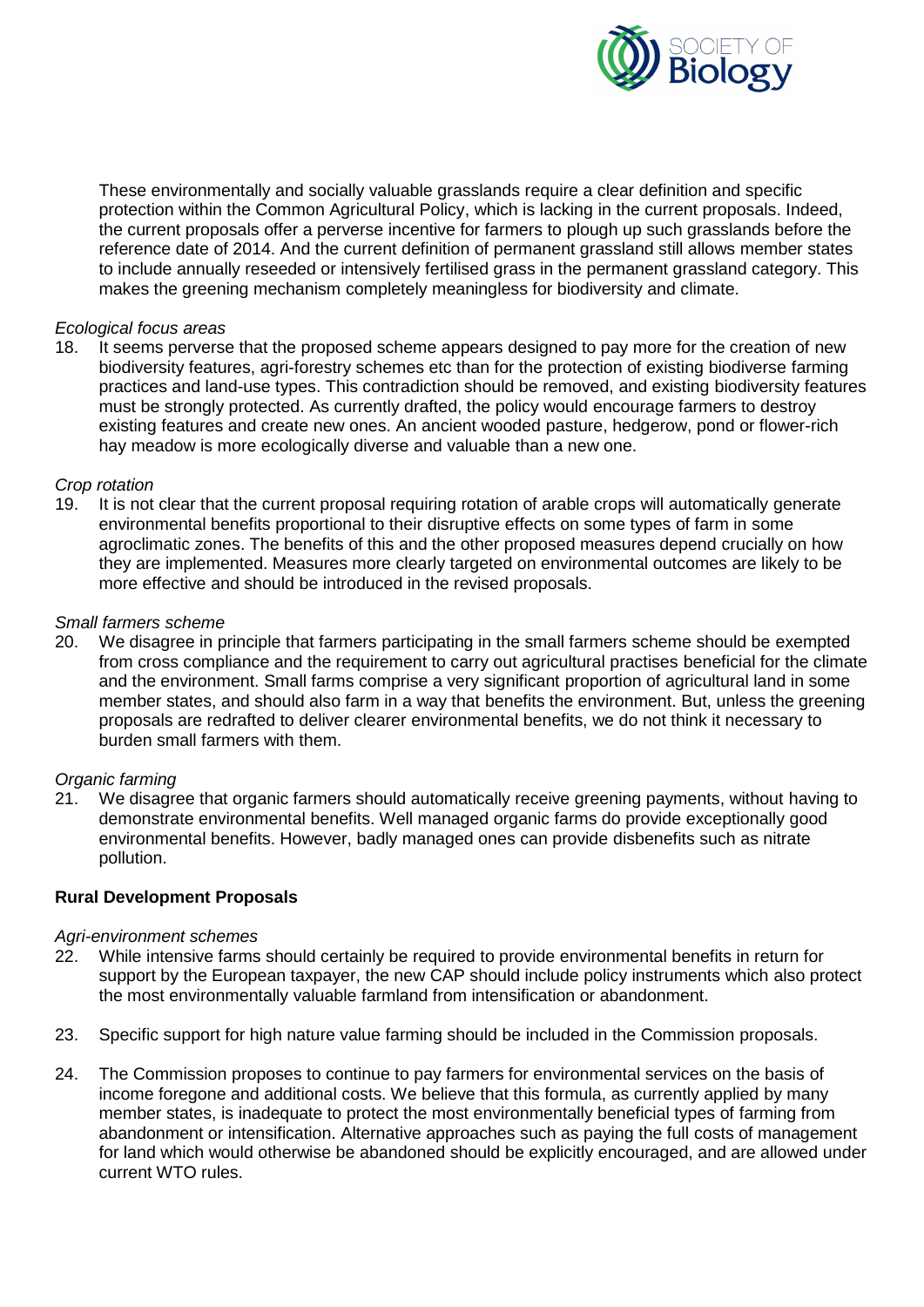These environmentally and socially valuable grasslands require a clear definition and specific protection within the Common Agricultural Policy, which is lacking in the current proposals. Indeed, the current proposals offer a perverse incentive for farmers to plough up such grasslands before the reference date of 2014. And the current definition of permanent grassland still allows member states to include annually reseeded or intensively fertilised grass in the permanent grassland category. This makes the greening mechanism completely meaningless for biodiversity and climate.

*Ecological focus areas*

18. It seems perverse that the proposed scheme appears designed to pay more for the creation of new biodiversity features, agri-forestry schemes etc than for the protection of existing biodiverse farming practices and land-use types. This contradiction should be removed, and existing biodiversity features must be strongly protected. As currently drafted, the policy would encourage farmers to destroy existing features and create new ones. An ancient wooded pasture, hedgerow, pond or flower-rich hay meadow is more ecologically diverse and valuable than a new one.

*Crop rotation*

19. It is not clear that the current proposal requiring rotation of arable crops will automatically generate environmental benefits proportional to their disruptive effects on some types of farm in some agroclimatic zones. The benefits of this and the other proposed measures depend crucially on how they are implemented. Measures more clearly targeted on environmental outcomes are likely to be more effective and should be introduced in the revised proposals.

*Small farmers scheme*

20. We disagree in principle that farmers participating in the small farmers scheme should be exempted from cross compliance and the requirement to carry out agricultural practises beneficial for the climate and the environment. Small farms comprise a very significant proportion of agricultural land in some member states, and should also farm in a way that benefits the environment. But, unless the greening proposals are redrafted to deliver clearer environmental benefits, we do not think it necessary to burden small farmers with them.

*Organic farming*

21. We disagree that organic farmers should automatically receive greening payments, without having to demonstrate environmental benefits. Well managed organic farms do provide exceptionally good environmental benefits. However, badly managed ones can provide disbenefits such as nitrate pollution.

**Rural Development Proposals**

*Agri-environment schemes*

22. While intensive farms should certainly be required to provide environmental benefits in return for support by the European taxpayer, the new CAP should include policy instruments which also protect the most environmentally valuable farmland from intensification or abandonment.

23. Specific support for high nature value farming should be included in the Commission proposals.

24. The Commission proposes to continue to pay farmers for environmental services on the basis of income foregone and additional costs. We believe that this formula, as currently applied by many member states, is inadequate to protect the most environmentally beneficial types of farming from abandonment or intensification. Alternative approaches such as paying the full costs of management for land which would otherwise be abandoned should be explicitly encouraged, and are allowed under current WTO rules.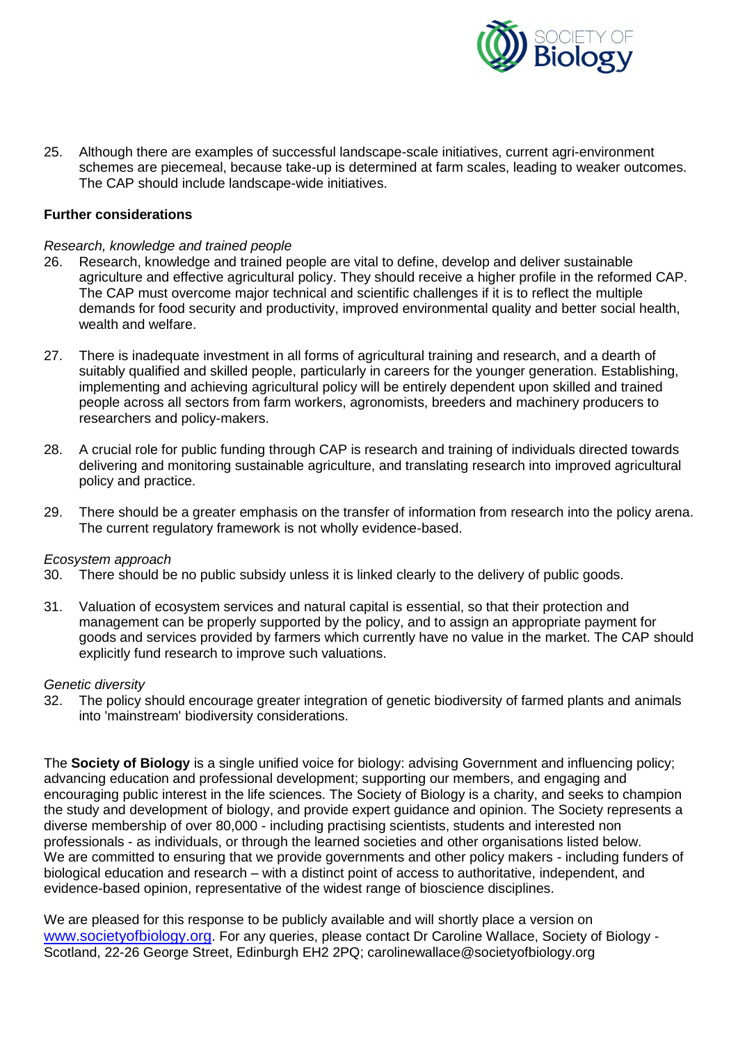25. Although there are examples of successful landscape-scale initiatives, current agri-environment schemes are piecemeal, because take-up is determined at farm scales, leading to weaker outcomes. The CAP should include landscape-wide initiatives.

**Further considerations**

*Research, knowledge and trained people*

26. Research, knowledge and trained people are vital to define, develop and deliver sustainable agriculture and effective agricultural policy. They should receive a higher profile in the reformed CAP. The CAP must overcome major technical and scientific challenges if it is to reflect the multiple demands for food security and productivity, improved environmental quality and better social health, wealth and welfare.

27. There is inadequate investment in all forms of agricultural training and research, and a dearth of suitably qualified and skilled people, particularly in careers for the younger generation. Establishing, implementing and achieving agricultural policy will be entirely dependent upon skilled and trained people across all sectors from farm workers, agronomists, breeders and machinery producers to researchers and policy-makers.

28. A crucial role for public funding through CAP is research and training of individuals directed towards delivering and monitoring sustainable agriculture, and translating research into improved agricultural policy and practice.

29. There should be a greater emphasis on the transfer of information from research into the policy arena. The current regulatory framework is not wholly evidence-based.

*Ecosystem approach*

30. There should be no public subsidy unless it is linked clearly to the delivery of public goods.

31. Valuation of ecosystem services and natural capital is essential, so that their protection and management can be properly supported by the policy, and to assign an appropriate payment for goods and services provided by farmers which currently have no value in the market. The CAP should explicitly fund research to improve such valuations.

*Genetic diversity*

32. The policy should encourage greater integration of genetic biodiversity of farmed plants and animals into 'mainstream' biodiversity considerations.

The **Society of Biology** is a single unified voice for biology: advising Government and influencing policy; advancing education and professional development; supporting our members, and engaging and encouraging public interest in the life sciences. The Society of Biology is a charity, and seeks to champion the study and development of biology, and provide expert guidance and opinion. The Society represents a diverse membership of over 80,000 - including practising scientists, students and interested non professionals - as individuals, or through the learned societies and other organisations listed below. We are committed to ensuring that we provide governments and other policy makers - including funders of biological education and research – with a distinct point of access to authoritative, independent, and evidence-based opinion, representative of the widest range of bioscience disciplines.

We are pleased for this response to be publicly available and will shortly place a version on www.societyofbiology.org. For any queries, please contact Dr Caroline Wallace, Society of Biology - Scotland, 22-26 George Street, Edinburgh EH2 2PQ; carolinewallace@societyofbiology.org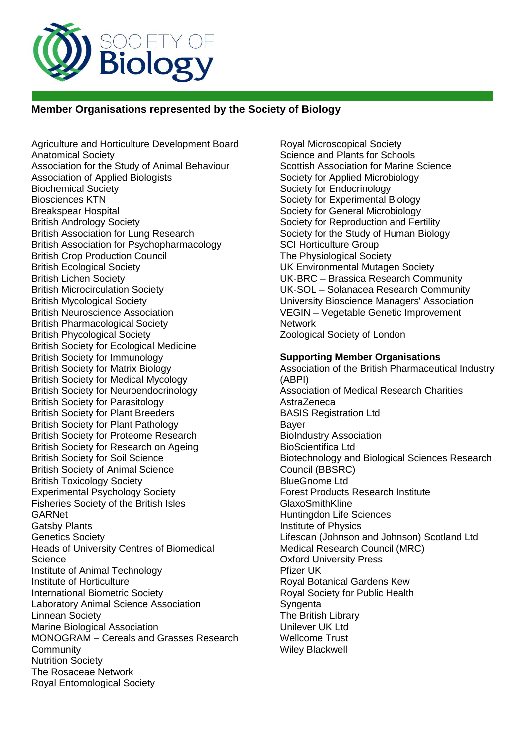## Member Organisations represented by the Society of Biology

Agriculture and Horticulture Development Board
Anatomical Society
Association for the Study of Animal Behaviour
Association of Applied Biologists
Biochemical Society
Biosciences KTN
Breakspear Hospital
British Andrology Society
British Association for Lung Research
British Association for Psychopharmacology
British Crop Production Council
British Ecological Society
British Lichen Society
British Microcirculation Society
British Mycological Society
British Neuroscience Association
British Pharmacological Society
British Phycological Society
British Society for Ecological Medicine
British Society for Immunology
British Society for Matrix Biology
British Society for Medical Mycology
British Society for Neuroendocrinology
British Society for Parasitology
British Society for Plant Breeders
British Society for Plant Pathology
British Society for Proteome Research
British Society for Research on Ageing
British Society for Soil Science
British Society of Animal Science
British Toxicology Society
Experimental Psychology Society
Fisheries Society of the British Isles
GARNet
Gatsby Plants
Genetics Society
Heads of University Centres of Biomedical Science
Institute of Animal Technology
Institute of Horticulture
International Biometric Society
Laboratory Animal Science Association
Linnean Society
Marine Biological Association
MONOGRAM – Cereals and Grasses Research Community
Nutrition Society
The Rosaceae Network
Royal Entomological Society
Royal Microscopical Society
Science and Plants for Schools
Scottish Association for Marine Science
Society for Applied Microbiology
Society for Endocrinology
Society for Experimental Biology
Society for General Microbiology
Society for Reproduction and Fertility
Society for the Study of Human Biology
SCI Horticulture Group
The Physiological Society
UK Environmental Mutagen Society
UK-BRC – Brassica Research Community
UK-SOL – Solanacea Research Community
University Bioscience Managers' Association
VEGIN – Vegetable Genetic Improvement Network
Zoological Society of London

**Supporting Member Organisations**

Association of the British Pharmaceutical Industry (ABPI)
Association of Medical Research Charities
AstraZeneca
BASIS Registration Ltd
Bayer
BioIndustry Association
BioScientifica Ltd
Biotechnology and Biological Sciences Research Council (BBSRC)
BlueGnome Ltd
Forest Products Research Institute
GlaxoSmithKline
Huntingdon Life Sciences
Institute of Physics
Lifescan (Johnson and Johnson) Scotland Ltd
Medical Research Council (MRC)
Oxford University Press
Pfizer UK
Royal Botanical Gardens Kew
Royal Society for Public Health
Syngenta
The British Library
Unilever UK Ltd
Wellcome Trust
Wiley Blackwell